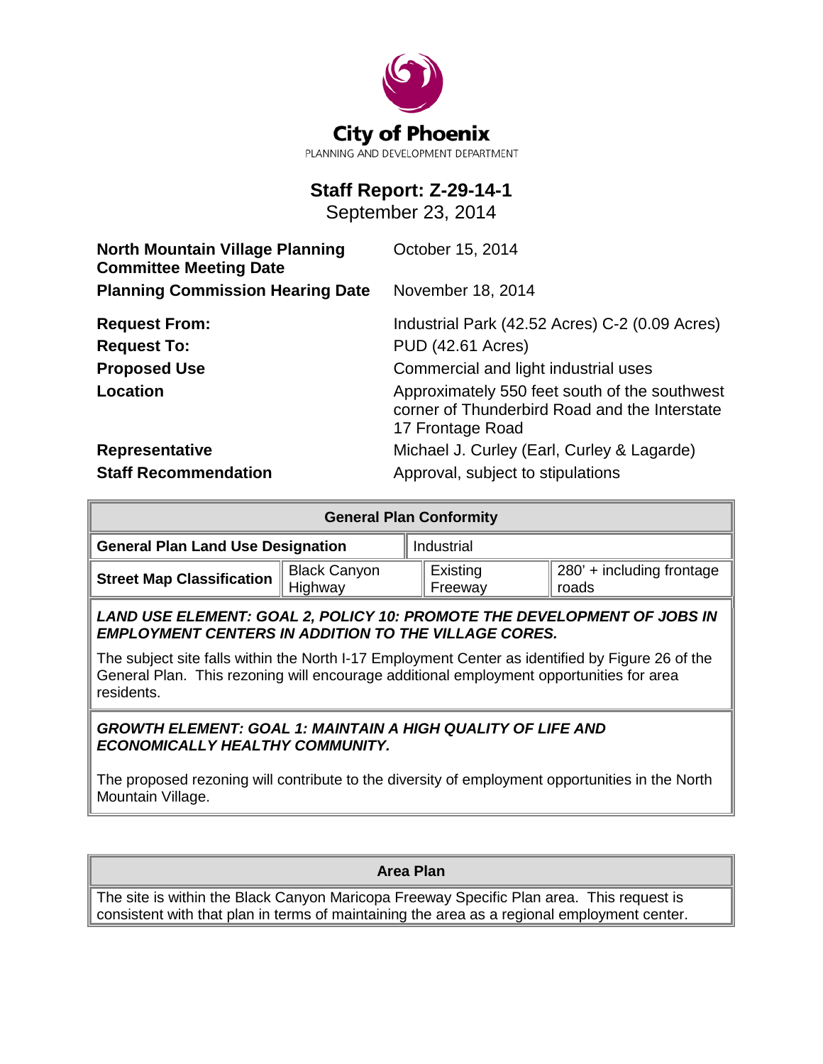City of Phoenix

PLANNING AND DEVELOPMENT DEPARTMENT

# Staff Report: Z-29-14-1

September 23, 2014

| | |
|---|---|
| **North Mountain Village Planning Committee Meeting Date** | October 15, 2014 |
| **Planning Commission Hearing Date** | November 18, 2014 |
| **Request From:** | Industrial Park (42.52 Acres) C-2 (0.09 Acres) |
| **Request To:** | PUD (42.61 Acres) |
| **Proposed Use** | Commercial and light industrial uses |
| **Location** | Approximately 550 feet south of the southwest corner of Thunderbird Road and the Interstate 17 Frontage Road |
| **Representative** | Michael J. Curley (Earl, Curley & Lagarde) |
| **Staff Recommendation** | Approval, subject to stipulations |

| General Plan Conformity | | | |
|---|---|---|---|
| **General Plan Land Use Designation** | | Industrial | |
| **Street Map Classification** | Black Canyon Highway | Existing Freeway | 280' + including frontage roads |

***LAND USE ELEMENT: GOAL 2, POLICY 10: PROMOTE THE DEVELOPMENT OF JOBS IN EMPLOYMENT CENTERS IN ADDITION TO THE VILLAGE CORES.***

The subject site falls within the North I-17 Employment Center as identified by Figure 26 of the General Plan. This rezoning will encourage additional employment opportunities for area residents.

***GROWTH ELEMENT: GOAL 1: MAINTAIN A HIGH QUALITY OF LIFE AND ECONOMICALLY HEALTHY COMMUNITY.***

The proposed rezoning will contribute to the diversity of employment opportunities in the North Mountain Village.

| Area Plan |
|---|
| The site is within the Black Canyon Maricopa Freeway Specific Plan area. This request is consistent with that plan in terms of maintaining the area as a regional employment center. |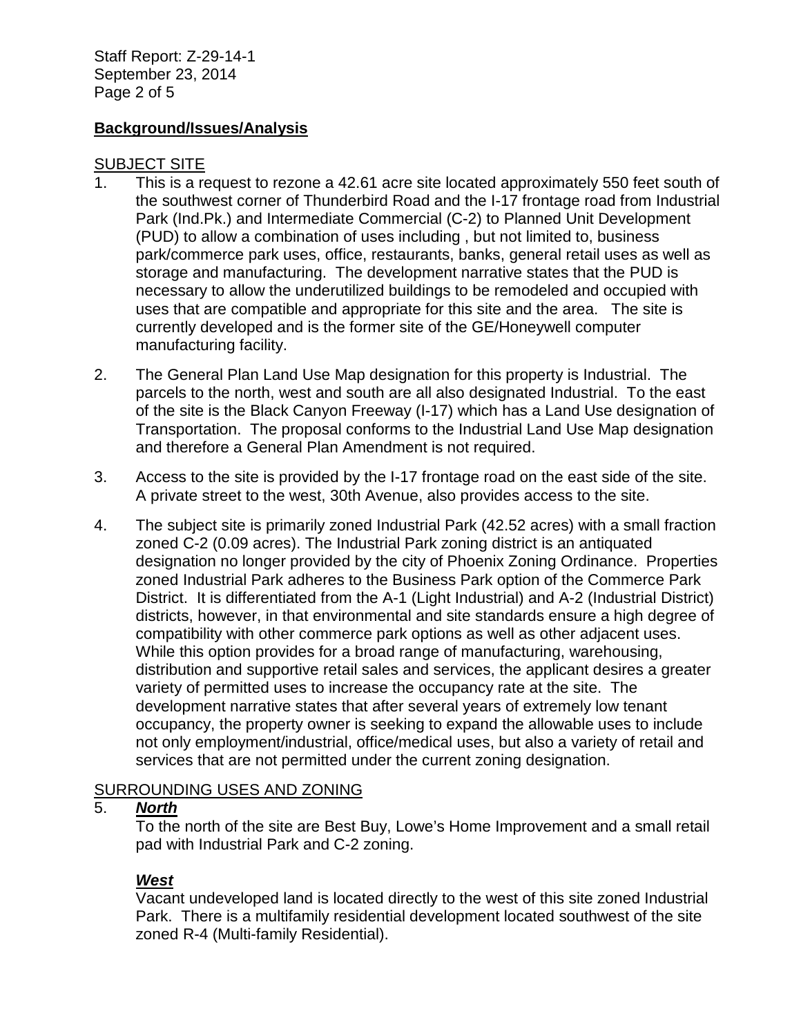## Background/Issues/Analysis

### SUBJECT SITE

1. This is a request to rezone a 42.61 acre site located approximately 550 feet south of the southwest corner of Thunderbird Road and the I-17 frontage road from Industrial Park (Ind.Pk.) and Intermediate Commercial (C-2) to Planned Unit Development (PUD) to allow a combination of uses including , but not limited to, business park/commerce park uses, office, restaurants, banks, general retail uses as well as storage and manufacturing. The development narrative states that the PUD is necessary to allow the underutilized buildings to be remodeled and occupied with uses that are compatible and appropriate for this site and the area. The site is currently developed and is the former site of the GE/Honeywell computer manufacturing facility.

2. The General Plan Land Use Map designation for this property is Industrial. The parcels to the north, west and south are all also designated Industrial. To the east of the site is the Black Canyon Freeway (I-17) which has a Land Use designation of Transportation. The proposal conforms to the Industrial Land Use Map designation and therefore a General Plan Amendment is not required.

3. Access to the site is provided by the I-17 frontage road on the east side of the site. A private street to the west, 30th Avenue, also provides access to the site.

4. The subject site is primarily zoned Industrial Park (42.52 acres) with a small fraction zoned C-2 (0.09 acres). The Industrial Park zoning district is an antiquated designation no longer provided by the city of Phoenix Zoning Ordinance. Properties zoned Industrial Park adheres to the Business Park option of the Commerce Park District. It is differentiated from the A-1 (Light Industrial) and A-2 (Industrial District) districts, however, in that environmental and site standards ensure a high degree of compatibility with other commerce park options as well as other adjacent uses. While this option provides for a broad range of manufacturing, warehousing, distribution and supportive retail sales and services, the applicant desires a greater variety of permitted uses to increase the occupancy rate at the site. The development narrative states that after several years of extremely low tenant occupancy, the property owner is seeking to expand the allowable uses to include not only employment/industrial, office/medical uses, but also a variety of retail and services that are not permitted under the current zoning designation.

### SURROUNDING USES AND ZONING

5. ***North***

   To the north of the site are Best Buy, Lowe's Home Improvement and a small retail pad with Industrial Park and C-2 zoning.

   ***West***

   Vacant undeveloped land is located directly to the west of this site zoned Industrial Park. There is a multifamily residential development located southwest of the site zoned R-4 (Multi-family Residential).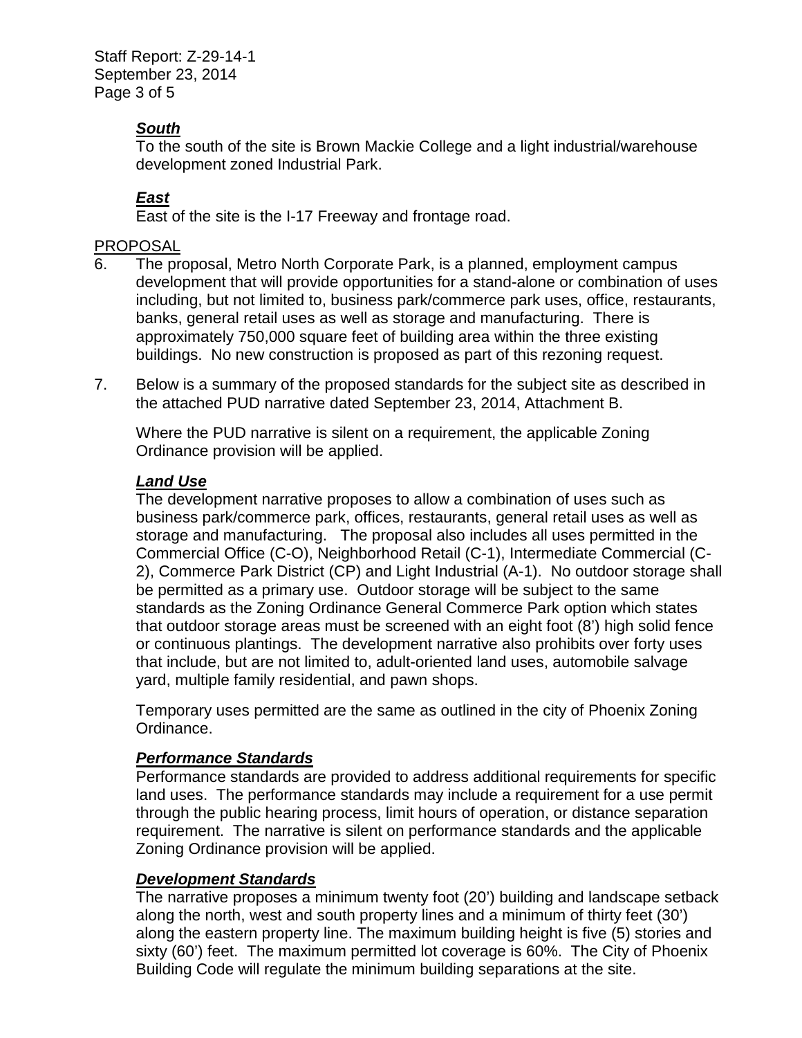***South***

To the south of the site is Brown Mackie College and a light industrial/warehouse development zoned Industrial Park.

***East***

East of the site is the I-17 Freeway and frontage road.

PROPOSAL

6. The proposal, Metro North Corporate Park, is a planned, employment campus development that will provide opportunities for a stand-alone or combination of uses including, but not limited to, business park/commerce park uses, office, restaurants, banks, general retail uses as well as storage and manufacturing. There is approximately 750,000 square feet of building area within the three existing buildings. No new construction is proposed as part of this rezoning request.

7. Below is a summary of the proposed standards for the subject site as described in the attached PUD narrative dated September 23, 2014, Attachment B.

   Where the PUD narrative is silent on a requirement, the applicable Zoning Ordinance provision will be applied.

   ***Land Use***

   The development narrative proposes to allow a combination of uses such as business park/commerce park, offices, restaurants, general retail uses as well as storage and manufacturing. The proposal also includes all uses permitted in the Commercial Office (C-O), Neighborhood Retail (C-1), Intermediate Commercial (C-2), Commerce Park District (CP) and Light Industrial (A-1). No outdoor storage shall be permitted as a primary use. Outdoor storage will be subject to the same standards as the Zoning Ordinance General Commerce Park option which states that outdoor storage areas must be screened with an eight foot (8') high solid fence or continuous plantings. The development narrative also prohibits over forty uses that include, but are not limited to, adult-oriented land uses, automobile salvage yard, multiple family residential, and pawn shops.

   Temporary uses permitted are the same as outlined in the city of Phoenix Zoning Ordinance.

   ***Performance Standards***

   Performance standards are provided to address additional requirements for specific land uses. The performance standards may include a requirement for a use permit through the public hearing process, limit hours of operation, or distance separation requirement. The narrative is silent on performance standards and the applicable Zoning Ordinance provision will be applied.

   ***Development Standards***

   The narrative proposes a minimum twenty foot (20') building and landscape setback along the north, west and south property lines and a minimum of thirty feet (30') along the eastern property line. The maximum building height is five (5) stories and sixty (60') feet. The maximum permitted lot coverage is 60%. The City of Phoenix Building Code will regulate the minimum building separations at the site.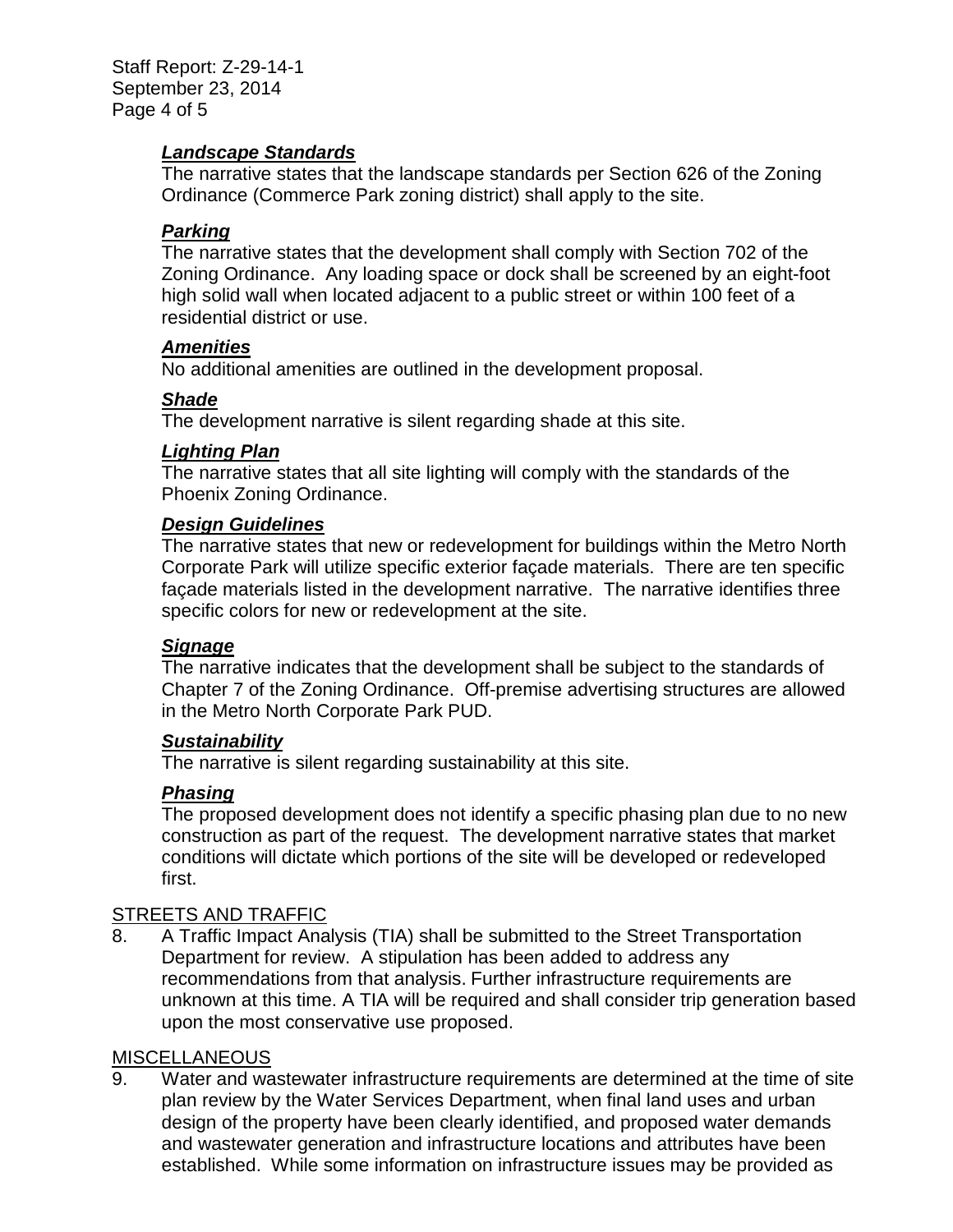***Landscape Standards***

The narrative states that the landscape standards per Section 626 of the Zoning Ordinance (Commerce Park zoning district) shall apply to the site.

***Parking***

The narrative states that the development shall comply with Section 702 of the Zoning Ordinance. Any loading space or dock shall be screened by an eight-foot high solid wall when located adjacent to a public street or within 100 feet of a residential district or use.

***Amenities***

No additional amenities are outlined in the development proposal.

***Shade***

The development narrative is silent regarding shade at this site.

***Lighting Plan***

The narrative states that all site lighting will comply with the standards of the Phoenix Zoning Ordinance.

***Design Guidelines***

The narrative states that new or redevelopment for buildings within the Metro North Corporate Park will utilize specific exterior façade materials. There are ten specific façade materials listed in the development narrative. The narrative identifies three specific colors for new or redevelopment at the site.

***Signage***

The narrative indicates that the development shall be subject to the standards of Chapter 7 of the Zoning Ordinance. Off-premise advertising structures are allowed in the Metro North Corporate Park PUD.

***Sustainability***

The narrative is silent regarding sustainability at this site.

***Phasing***

The proposed development does not identify a specific phasing plan due to no new construction as part of the request. The development narrative states that market conditions will dictate which portions of the site will be developed or redeveloped first.

STREETS AND TRAFFIC

8. A Traffic Impact Analysis (TIA) shall be submitted to the Street Transportation Department for review. A stipulation has been added to address any recommendations from that analysis. Further infrastructure requirements are unknown at this time. A TIA will be required and shall consider trip generation based upon the most conservative use proposed.

MISCELLANEOUS

9. Water and wastewater infrastructure requirements are determined at the time of site plan review by the Water Services Department, when final land uses and urban design of the property have been clearly identified, and proposed water demands and wastewater generation and infrastructure locations and attributes have been established. While some information on infrastructure issues may be provided as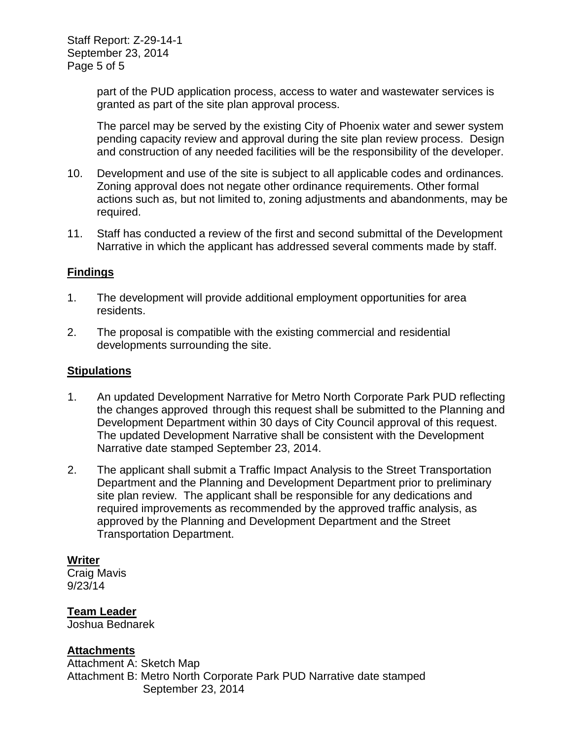part of the PUD application process, access to water and wastewater services is granted as part of the site plan approval process.

The parcel may be served by the existing City of Phoenix water and sewer system pending capacity review and approval during the site plan review process. Design and construction of any needed facilities will be the responsibility of the developer.

10. Development and use of the site is subject to all applicable codes and ordinances. Zoning approval does not negate other ordinance requirements. Other formal actions such as, but not limited to, zoning adjustments and abandonments, may be required.

11. Staff has conducted a review of the first and second submittal of the Development Narrative in which the applicant has addressed several comments made by staff.

## Findings

1. The development will provide additional employment opportunities for area residents.

2. The proposal is compatible with the existing commercial and residential developments surrounding the site.

## Stipulations

1. An updated Development Narrative for Metro North Corporate Park PUD reflecting the changes approved through this request shall be submitted to the Planning and Development Department within 30 days of City Council approval of this request. The updated Development Narrative shall be consistent with the Development Narrative date stamped September 23, 2014.

2. The applicant shall submit a Traffic Impact Analysis to the Street Transportation Department and the Planning and Development Department prior to preliminary site plan review. The applicant shall be responsible for any dedications and required improvements as recommended by the approved traffic analysis, as approved by the Planning and Development Department and the Street Transportation Department.

## Writer

Craig Mavis
9/23/14

## Team Leader

Joshua Bednarek

## Attachments

Attachment A: Sketch Map
Attachment B: Metro North Corporate Park PUD Narrative date stamped September 23, 2014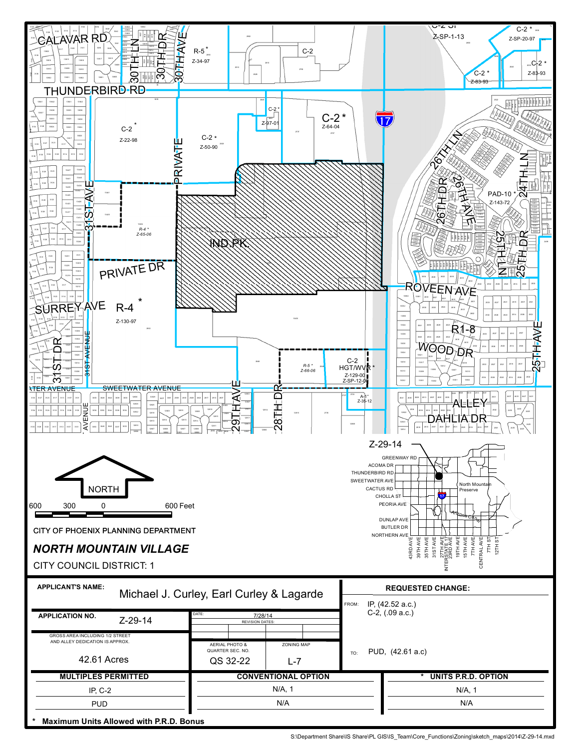CITY OF PHOENIX PLANNING DEPARTMENT

***NORTH MOUNTAIN VILLAGE***

CITY COUNCIL DISTRICT: 1

Z-29-14

NORTH

600 300 0 600 Feet

| APPLICANT'S NAME: Michael J. Curley, Earl Curley & Lagarde | | | REQUESTED CHANGE: |
|---|---|---|---|
| APPLICATION NO. Z-29-14 | DATE: 7/28/14 REVISION DATES: | | FROM: IP, (42.52 a.c.) C-2, (.09 a.c.) |
| GROSS AREA INCLUDING 1/2 STREET AND ALLEY DEDICATION IS APPROX. 42.61 Acres | AERIAL PHOTO & QUARTER SEC. NO. QS 32-22 | ZONING MAP L-7 | TO: PUD, (42.61 a.c) |

| MULTIPLES PERMITTED | CONVENTIONAL OPTION | * UNITS P.R.D. OPTION |
|---|---|---|
| IP, C-2 | N/A, 1 | N/A, 1 |
| PUD | N/A | N/A |

\* **Maximum Units Allowed with P.R.D. Bonus**

S:\Department Share\IS Share\PL GIS\IS_Team\Core_Functions\Zoning\sketch_maps\2014\Z-29-14.mxd